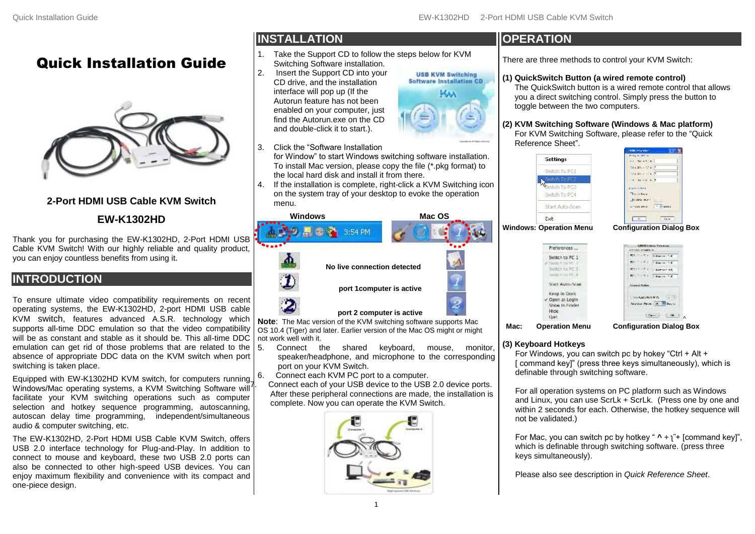# Quick Installation Guide

## 2-Port HDMI USB Cable KVM Switch

## EW-K1302HD

Thank you for purchasing the EW-K1302HD, 2-Port HDMI USB Cable KVM Switch! With our highly reliable and quality product, you can enjoy countless benefits from using it.

## INTRODUCTION

To ensure ultimate video compatibility requirements on recent operating systems, the EW-K1302HD, 2-port HDMI USB cable KVM switch, features advanced A.S.R. technology which supports all-time DDC emulation so that the video compatibility will be as constant and stable as it should be. This all-time DDC emulation can get rid of those problems that are related to the absence of appropriate DDC data on the KVM switch when port switching is taken place.

Equipped with EW-K1302HD KVM switch, for computers running Windows/Mac operating systems, a KVM Switching Software will facilitate your KVM switching operations such as computer selection and hotkey sequence programming, autoscanning, autoscan delay time programming, independent/simultaneous audio & computer switching, etc.

The EW-K1302HD, 2-Port HDMI USB Cable KVM Switch, offers USB 2.0 interface technology for Plug-and-Play. In addition to connect to mouse and keyboard, these two USB 2.0 ports can also be connected to other high-speed USB devices. You can enjoy maximum flexibility and convenience with its compact and one-piece design.

## INSTALLATION

1. Take the Support CD to follow the steps below for KVM Switching Software installation.
2. Insert the Support CD into your CD drive, and the installation interface will pop up (If the Autorun feature has not been enabled on your computer, just find the Autorun.exe on the CD and double-click it to start.).
3. Click the "Software Installation for Window" to start Windows switching software installation. To install Mac version, please copy the file (*.pkg format) to the local hard disk and install it from there.
4. If the installation is complete, right-click a KVM Switching icon on the system tray of your desktop to evoke the operation menu.

**Windows** **Mac OS**

**No live connection detected**

**port 1computer is active**

**port 2 computer is active**

**Note**: The Mac version of the KVM switching software supports Mac OS 10.4 (Tiger) and later. Earlier version of the Mac OS might or might not work well with it.

5. Connect the shared keyboard, mouse, monitor, speaker/headphone, and microphone to the corresponding port on your KVM Switch.
6. Connect each KVM PC port to a computer.
7. Connect each of your USB device to the USB 2.0 device ports. After these peripheral connections are made, the installation is complete. Now you can operate the KVM Switch.

## OPERATION

There are three methods to control your KVM Switch:

**(1) QuickSwitch Button (a wired remote control)**

The QuickSwitch button is a wired remote control that allows you a direct switching control. Simply press the button to toggle between the two computers.

**(2) KVM Switching Software (Windows & Mac platform)**

For KVM Switching Software, please refer to the "Quick Reference Sheet".

**Windows: Operation Menu** **Configuration Dialog Box**

**Mac: Operation Menu** **Configuration Dialog Box**

**(3) Keyboard Hotkeys**

For Windows, you can switch pc by hokey "Ctrl + Alt + [ command key]" (press three keys simultaneously), which is definable through switching software.

For all operation systems on PC platform such as Windows and Linux, you can use ScrLk + ScrLk. (Press one by one and within 2 seconds for each. Otherwise, the hotkey sequence will not be validated.)

For Mac, you can switch pc by hotkey " ^ + ˥˝+ [command key]", which is definable through switching software. (press three keys simultaneously).

Please also see description in *Quick Reference Sheet*.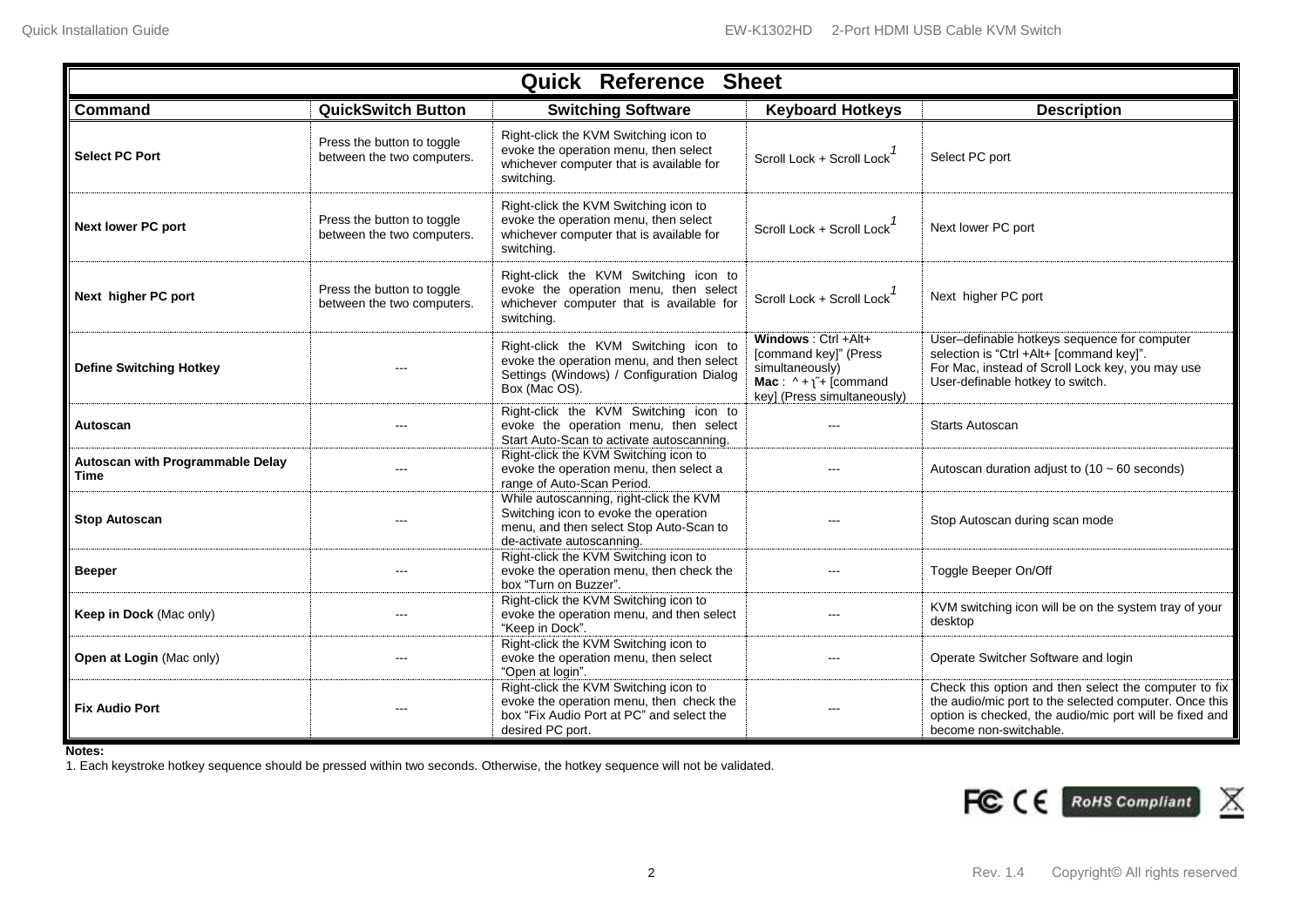## Quick Reference Sheet

| Command | QuickSwitch Button | Switching Software | Keyboard Hotkeys | Description |
|---|---|---|---|---|
| **Select PC Port** | Press the button to toggle between the two computers. | Right-click the KVM Switching icon to evoke the operation menu, then select whichever computer that is available for switching. | Scroll Lock + Scroll Lock[1] | Select PC port |
| **Next lower PC port** | Press the button to toggle between the two computers. | Right-click the KVM Switching icon to evoke the operation menu, then select whichever computer that is available for switching. | Scroll Lock + Scroll Lock[1] | Next lower PC port |
| **Next higher PC port** | Press the button to toggle between the two computers. | Right-click the KVM Switching icon to evoke the operation menu, then select whichever computer that is available for switching. | Scroll Lock + Scroll Lock[1] | Next higher PC port |
| **Define Switching Hotkey** | --- | Right-click the KVM Switching icon to evoke the operation menu, and then select Settings (Windows) / Configuration Dialog Box (Mac OS). | **Windows** : Ctrl +Alt+ [command key]" (Press simultaneously) **Mac** : ^ + ⌥+ [command key] (Press simultaneously) | User–definable hotkeys sequence for computer selection is "Ctrl +Alt+ [command key]". For Mac, instead of Scroll Lock key, you may use User-definable hotkey to switch. |
| **Autoscan** | --- | Right-click the KVM Switching icon to evoke the operation menu, then select Start Auto-Scan to activate autoscanning. | --- | Starts Autoscan |
| **Autoscan with Programmable Delay Time** | --- | Right-click the KVM Switching icon to evoke the operation menu, then select a range of Auto-Scan Period. | --- | Autoscan duration adjust to (10 ~ 60 seconds) |
| **Stop Autoscan** | --- | While autoscanning, right-click the KVM Switching icon to evoke the operation menu, and then select Stop Auto-Scan to de-activate autoscanning. | --- | Stop Autoscan during scan mode |
| **Beeper** | --- | Right-click the KVM Switching icon to evoke the operation menu, then check the box "Turn on Buzzer". | --- | Toggle Beeper On/Off |
| **Keep in Dock** (Mac only) | --- | Right-click the KVM Switching icon to evoke the operation menu, and then select "Keep in Dock". | --- | KVM switching icon will be on the system tray of your desktop |
| **Open at Login** (Mac only) | --- | Right-click the KVM Switching icon to evoke the operation menu, then select "Open at login". | --- | Operate Switcher Software and login |
| **Fix Audio Port** | --- | Right-click the KVM Switching icon to evoke the operation menu, then check the box "Fix Audio Port at PC" and select the desired PC port. | --- | Check this option and then select the computer to fix the audio/mic port to the selected computer. Once this option is checked, the audio/mic port will be fixed and become non-switchable. |

**Notes:**

1. Each keystroke hotkey sequence should be pressed within two seconds. Otherwise, the hotkey sequence will not be validated.